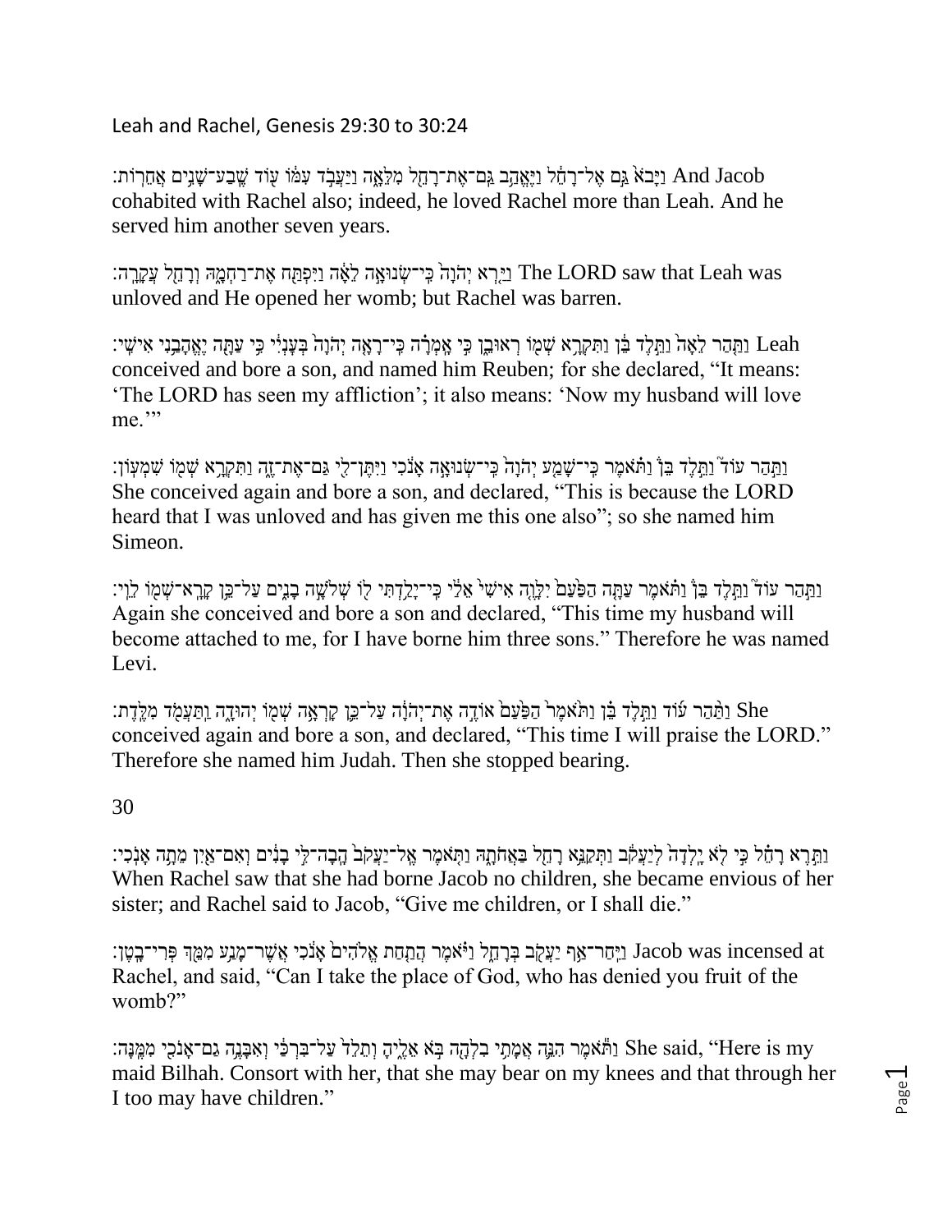Leah and Rachel, Genesis 29:30 to 30:24

וַיָּבֹא֙ גַּ֣ם אֶל־רָחֵ֔ל וַיֶּאֱהַ֥ב גַּֽם־אֶת־רָחֵ֖ל מִלֵּאָ֑ה וַיַּעֲבֹ֣ד עִמּ֔וֹ ע֖וֹד שֶֽׁבַע־שָׁנִ֥ים אֲחֵרֽוֹת׃ And Jacob cohabited with Rachel also; indeed, he loved Rachel more than Leah. And he served him another seven years.

וַיַּ֤רְא יְהֹוָה֙ כִּֽי־שְׂנוּאָ֣ה לֵאָ֔ה וַיִּפְתַּ֖ח אֶת־רַחְמָ֑הּ וְרָחֵ֖ל עֲקָרָֽה׃ The LORD saw that Leah was unloved and He opened her womb; but Rachel was barren.

וַתַּ֤הַר לֵאָה֙ וַתֵּ֣לֶד בֵּ֔ן וַתִּקְרָ֥א שְׁמ֖וֹ רְאוּבֵ֑ן כִּ֣י אָֽמְרָ֗ה כִּֽי־רָאָ֤ה יְהֹוָה֙ בְּעָנְיִ֔י כִּ֥י עַתָּ֖ה יֶאֱהָבַ֥נִי אִישִֽׁי׃ Leah conceived and bore a son, and named him Reuben; for she declared, “It means: ‘The LORD has seen my affliction’; it also means: ‘Now my husband will love me.’”

וַתַּ֣הַר עוֹד֮ וַתֵּ֣לֶד בֵּן֒ וַתֹּ֗אמֶר כִּֽי־שָׁמַ֤ע יְהֹוָה֙ כִּֽי־שְׂנוּאָ֣ה אָנֹ֔כִי וַיִּתֶּן־לִ֖י גַּם־אֶת־זֶ֑ה וַתִּקְרָ֥א שְׁמ֖וֹ שִׁמְעֽוֹן׃ She conceived again and bore a son, and declared, “This is because the LORD heard that I was unloved and has given me this one also”; so she named him Simeon.

וַתַּ֣הַר עוֹד֮ וַתֵּ֣לֶד בֵּן֒ וַתֹּ֗אמֶר עַתָּ֤ה הַפַּ֙עַם֙ יִלָּוֶ֤ה אִישִׁי֙ אֵלַ֔י כִּֽי־יָלַ֥דְתִּי ל֖וֹ שְׁלֹשָׁ֣ה בָנִ֑ים עַל־כֵּ֥ן קָרָֽא־שְׁמ֖וֹ לֵוִֽי׃ Again she conceived and bore a son and declared, “This time my husband will become attached to me, for I have borne him three sons.” Therefore he was named Levi.

וַתַּ֨הַר ע֜וֹד וַתֵּ֣לֶד בֵּ֗ן וַתֹּ֙אמֶר֙ הַפַּ֙עַם֙ אוֹדֶ֣ה אֶת־יְהֹוָ֔ה עַל־כֵּ֛ן קָרְאָ֥ה שְׁמ֖וֹ יְהוּדָ֑ה וַֽתַּעֲמֹ֖ד מִלֶּֽדֶת׃ She conceived again and bore a son, and declared, “This time I will praise the LORD.” Therefore she named him Judah. Then she stopped bearing.

30

וַתֵּ֣רֶא רָחֵ֗ל כִּ֣י לֹ֤א יָֽלְדָה֙ לְיַעֲקֹ֔ב וַתְּקַנֵּ֥א רָחֵ֖ל בַּאֲחֹתָ֑הּ וַתֹּ֤אמֶר אֶֽל־יַעֲקֹב֙ הָֽבָה־לִּ֣י בָנִ֔ים וְאִם־אַ֖יִן מֵתָ֥ה אָנֹֽכִי׃ When Rachel saw that she had borne Jacob no children, she became envious of her sister; and Rachel said to Jacob, “Give me children, or I shall die.”

וַיִּֽחַר־אַ֥ף יַעֲקֹ֖ב בְּרָחֵ֑ל וַיֹּ֗אמֶר הֲתַ֤חַת אֱלֹהִים֙ אָנֹ֔כִי אֲשֶׁר־מָנַ֥ע מִמֵּ֖ךְ פְּרִי־בָֽטֶן׃ Jacob was incensed at Rachel, and said, “Can I take the place of God, who has denied you fruit of the womb?”

וַתֹּ֕אמֶר הִנֵּ֛ה אֲמָתִ֥י בִלְהָ֖ה בֹּ֣א אֵלֶ֑יהָ וְתֵלֵד֙ עַל־בִּרְכַּ֔י וְאִבָּנֶ֥ה גַם־אָנֹכִ֖י מִמֶּֽנָּה׃ She said, “Here is my maid Bilhah. Consort with her, that she may bear on my knees and that through her I too may have children.”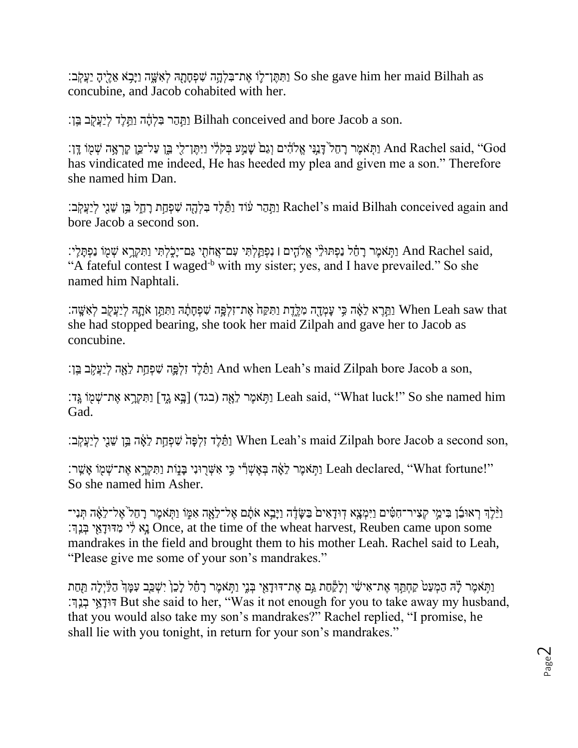וַתִּתֶּן־לֹ֛ו אֶת־בִּלְהָ֥ה שִׁפְחָתָ֖הּ לְאִשָּׁ֑ה וַיָּבֹ֥א אֵלֶ֖יהָ יַעֲקֹֽב׃ So she gave him her maid Bilhah as concubine, and Jacob cohabited with her.

וַתַּ֣הַר בִּלְהָ֔ה וַתֵּ֥לֶד לְיַעֲקֹ֖ב בֵּֽן׃ Bilhah conceived and bore Jacob a son.

וַתֹּ֤אמֶר רָחֵל֙ דָּנַ֣נִּי אֱלֹהִ֔ים וְגַם֙ שָׁמַ֣ע בְּקֹלִ֔י וַיִּתֶּן־לִ֖י בֵּ֑ן עַל־כֵּ֛ן קָרְאָ֥ה שְׁמֹ֖ו דָּֽן׃ And Rachel said, "God has vindicated me indeed, He has heeded my plea and given me a son." Therefore she named him Dan.

וַתַּ֣הַר עֹ֔וד וַתֵּ֕לֶד בִּלְהָ֖ה שִׁפְחַ֣ת רָחֵ֑ל בֵּ֥ן שֵׁנִ֖י לְיַעֲקֹֽב׃ Rachel's maid Bilhah conceived again and bore Jacob a second son.

וַתֹּ֣אמֶר רָחֵ֗ל נַפְתּוּלֵ֨י אֱלֹהִ֧ים ׀ נִפְתַּ֛לְתִּי עִם־אֲחֹתִ֖י גַּם־יָכֹ֑לְתִּי וַתִּקְרָ֥א שְׁמֹ֖ו נַפְתָּלִֽי׃ And Rachel said, "A fateful contest I waged[-b] with my sister; yes, and I have prevailed." So she named him Naphtali.

וַתֵּ֣רֶא לֵאָ֔ה כִּ֥י עָמְדָ֖ה מִלֶּ֑דֶת וַתִּקַּח֙ אֶת־זִלְפָּ֣ה שִׁפְחָתָ֔הּ וַתִּתֵּ֥ן אֹתָ֛הּ לְיַעֲקֹ֖ב לְאִשָּֽׁה׃ When Leah saw that she had stopped bearing, she took her maid Zilpah and gave her to Jacob as concubine.

וַתֵּ֗לֶד זִלְפָּ֛ה שִׁפְחַ֥ת לֵאָ֖ה לְיַעֲקֹ֥ב בֵּֽן׃ And when Leah's maid Zilpah bore Jacob a son,

וַתֹּ֥אמֶר לֵאָ֖ה (בגד) [בָּ֣א גָ֑ד] וַתִּקְרָ֥א אֶת־שְׁמֹ֖ו גָּֽד׃ Leah said, "What luck!" So she named him Gad.

וַתֵּ֗לֶד זִלְפָּה֙ שִׁפְחַ֣ת לֵאָ֔ה בֵּ֥ן שֵׁנִ֖י לְיַעֲקֹֽב׃ When Leah's maid Zilpah bore Jacob a second son,

וַתֹּ֣אמֶר לֵאָ֔ה בְּאָשְׁרִ֕י כִּ֥י אִשְּׁר֖וּנִי בָּנֹ֑ות וַתִּקְרָ֥א אֶת־שְׁמֹ֖ו אָשֵֽׁר׃ Leah declared, "What fortune!" So she named him Asher.

וַיֵּ֨לֶךְ רְאוּבֵ֜ן בִּימֵ֣י קְצִיר־חִטִּ֗ים וַיִּמְצָ֤א דֽוּדָאִים֙ בַּשָּׂדֶ֔ה וַיָּבֵ֣א אֹתָ֔ם אֶל־לֵאָ֖ה אִמֹּ֑ו וַתֹּ֤אמֶר רָחֵל֙ אֶל־לֵאָ֔ה תְּנִי־נָ֣א לִ֔י מִדּוּדָאֵ֖י בְּנֵֽךְ׃ Once, at the time of the wheat harvest, Reuben came upon some mandrakes in the field and brought them to his mother Leah. Rachel said to Leah, "Please give me some of your son's mandrakes."

וַתֹּ֣אמֶר לָ֗הּ הַמְעַט֙ קַחְתֵּ֣ךְ אֶת־אִישִׁ֔י וְלָקַ֕חַת גַּ֥ם אֶת־דּוּדָאֵ֖י בְּנִ֑י וַתֹּ֣אמֶר רָחֵ֗ל לָכֵן֙ יִשְׁכַּ֤ב עִמָּךְ֙ הַלַּ֔יְלָה תַּ֖חַת דּוּדָאֵ֥י בְנֵֽךְ׃ But she said to her, "Was it not enough for you to take away my husband, that you would also take my son's mandrakes?" Rachel replied, "I promise, he shall lie with you tonight, in return for your son's mandrakes."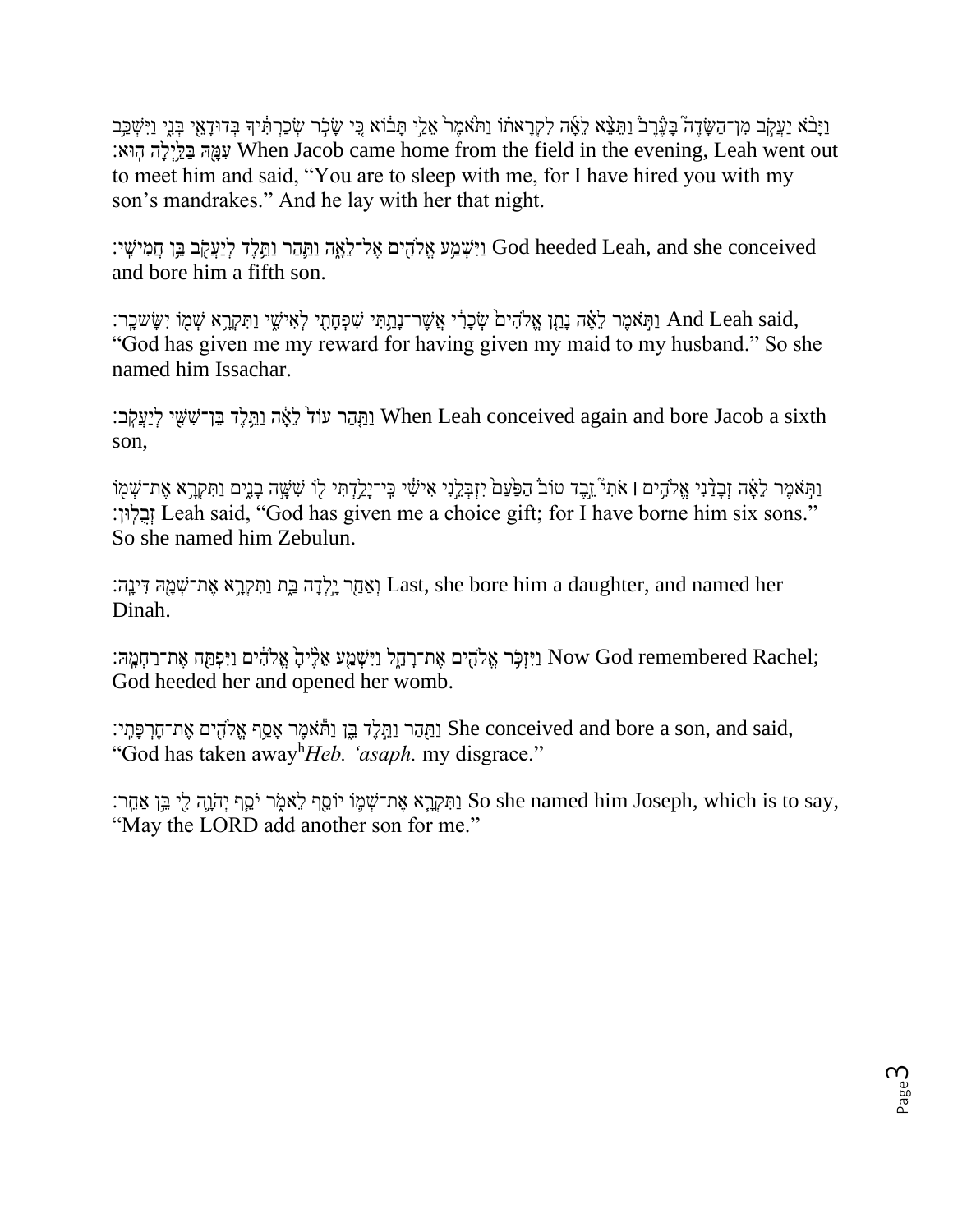וַיָּבֹא יַעֲקֹב מִן־הַשָּׂדֶה֮ בָּעֶ֒רֶב֒ וַתֵּצֵ֨א לֵאָ֜ה לִקְרָאת֗וֹ וַתֹּ֙אמֶר֙ אֵלַ֣י תָּב֔וֹא כִּ֚י שָׂכֹ֣ר שְׂכַרְתִּ֔יךָ בְּדוּדָאֵ֖י בְּנִ֑י וַיִּשְׁכַּ֥ב עִמָּ֖הּ בַּלַּ֥יְלָה הֽוּא׃ When Jacob came home from the field in the evening, Leah went out to meet him and said, "You are to sleep with me, for I have hired you with my son's mandrakes." And he lay with her that night.

וַיִּשְׁמַ֥ע אֱלֹהִ֖ים אֶל־לֵאָ֑ה וַתַּ֛הַר וַתֵּ֥לֶד לְיַעֲקֹ֖ב בֵּ֥ן חֲמִישִֽׁי׃ God heeded Leah, and she conceived and bore him a fifth son.

וַתֹּ֣אמֶר לֵאָ֗ה נָתַ֤ן אֱלֹהִים֙ שְׂכָרִ֔י אֲשֶׁר־נָתַ֥תִּי שִׁפְחָתִ֖י לְאִישִׁ֑י וַתִּקְרָ֥א שְׁמ֖וֹ יִשָּׂשכָֽר׃ And Leah said, "God has given me my reward for having given my maid to my husband." So she named him Issachar.

וַתַּ֤הַר עוֹד֙ לֵאָ֔ה וַתֵּ֥לֶד בֵּן־שִׁשִּׁ֖י לְיַעֲקֹֽב׃ When Leah conceived again and bore Jacob a sixth son,

וַתֹּ֣אמֶר לֵאָ֗ה זְבָדַ֨נִי אֱלֹהִ֥ים ׀ אֹתִי֮ זֵ֣בֶד טוֹב֒ הַפַּ֙עַם֙ יִזְבְּלֵ֣נִי אִישִׁ֔י כִּֽי־יָלַ֥דְתִּי ל֖וֹ שִׁשָּׁ֣ה בָנִ֑ים וַתִּקְרָ֥א אֶת־שְׁמ֖וֹ זְבֻלֽוּן׃ Leah said, "God has given me a choice gift; for I have borne him six sons." So she named him Zebulun.

וְאַחַ֖ר יָ֣לְדָה בַּ֑ת וַתִּקְרָ֥א אֶת־שְׁמָ֖הּ דִּינָֽה׃ Last, she bore him a daughter, and named her Dinah.

וַיִּזְכֹּ֥ר אֱלֹהִ֖ים אֶת־רָחֵ֑ל וַיִּשְׁמַ֤ע אֵלֶ֙יהָ֙ אֱלֹהִ֔ים וַיִּפְתַּ֖ח אֶת־רַחְמָֽהּ׃ Now God remembered Rachel; God heeded her and opened her womb.

וַתַּ֖הַר וַתֵּ֣לֶד בֵּ֑ן וַתֹּ֕אמֶר אָסַ֥ף אֱלֹהִ֖ים אֶת־חֶרְפָּתִֽי׃ She conceived and bore a son, and said, "God has taken away[h]*Heb. 'asaph.* my disgrace."

וַתִּקְרָ֧א אֶת־שְׁמ֛וֹ יוֹסֵ֖ף לֵאמֹ֑ר יֹסֵ֧ף יְהֹוָ֛ה לִ֖י בֵּ֥ן אַחֵֽר׃ So she named him Joseph, which is to say, "May the LORD add another son for me."